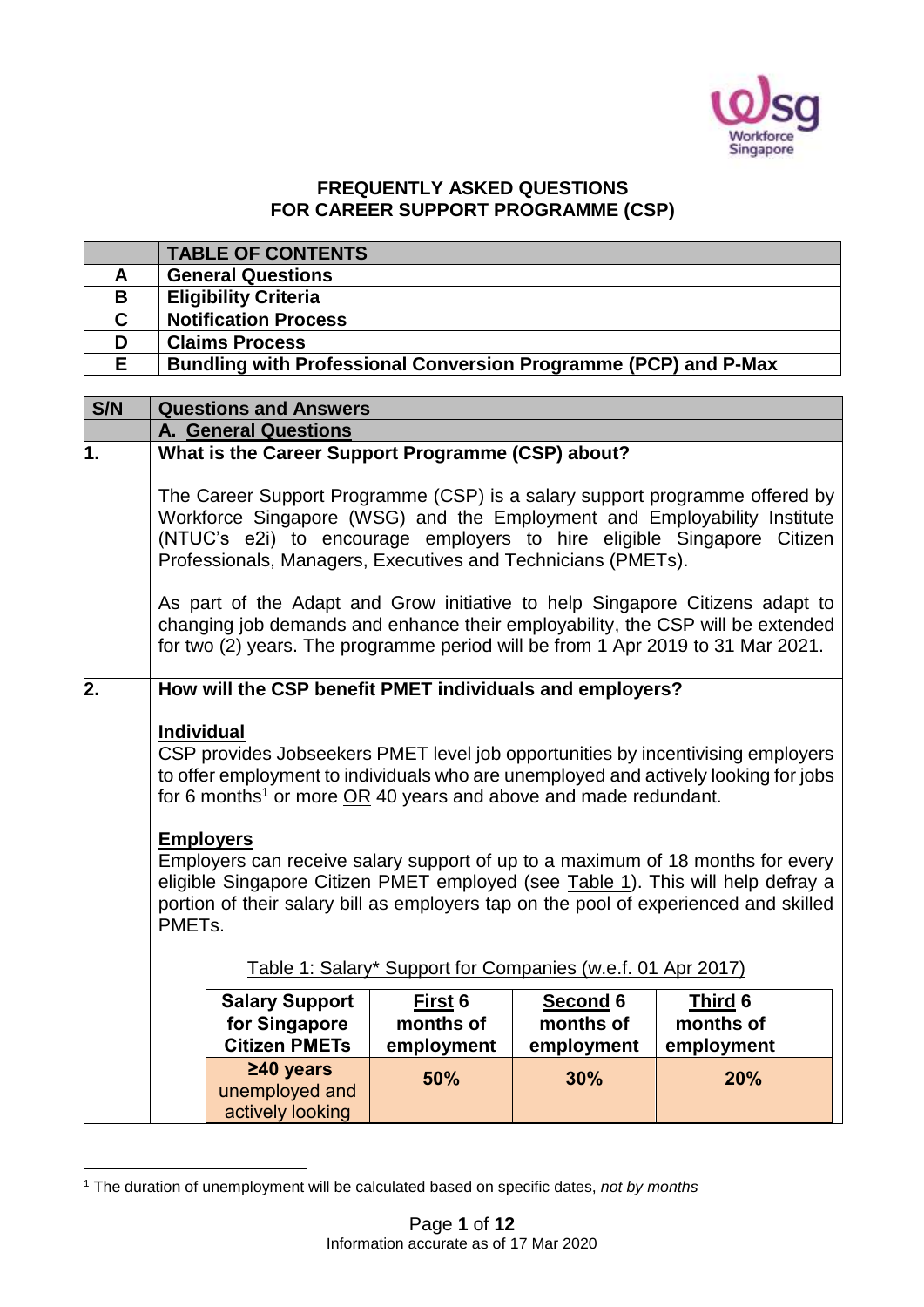# FREQUENTLY ASKED QUESTIONS FOR CAREER SUPPORT PROGRAMME (CSP)

| | TABLE OF CONTENTS |
|---|---|
| A | General Questions |
| B | Eligibility Criteria |
| C | Notification Process |
| D | Claims Process |
| E | Bundling with Professional Conversion Programme (PCP) and P-Max |

| S/N | Questions and Answers |
|---|---|
| | **A. General Questions** |
| 1. | **What is the Career Support Programme (CSP) about?**<br><br>The Career Support Programme (CSP) is a salary support programme offered by Workforce Singapore (WSG) and the Employment and Employability Institute (NTUC's e2i) to encourage employers to hire eligible Singapore Citizen Professionals, Managers, Executives and Technicians (PMETs).<br><br>As part of the Adapt and Grow initiative to help Singapore Citizens adapt to changing job demands and enhance their employability, the CSP will be extended for two (2) years. The programme period will be from 1 Apr 2019 to 31 Mar 2021. |
| 2. | **How will the CSP benefit PMET individuals and employers?**<br><br>**Individual**<br>CSP provides Jobseekers PMET level job opportunities by incentivising employers to offer employment to individuals who are unemployed and actively looking for jobs for 6 months[1] or more OR 40 years and above and made redundant.<br><br>**Employers**<br>Employers can receive salary support of up to a maximum of 18 months for every eligible Singapore Citizen PMET employed (see Table 1). This will help defray a portion of their salary bill as employers tap on the pool of experienced and skilled PMETs. |

Table 1: Salary* Support for Companies (w.e.f. 01 Apr 2017)

| Salary Support for Singapore Citizen PMETs | First 6 months of employment | Second 6 months of employment | Third 6 months of employment |
|---|---|---|---|
| ≥40 years unemployed and actively looking | 50% | 30% | 20% |

[1] The duration of unemployment will be calculated based on specific dates, *not by months*

Information accurate as of 17 Mar 2020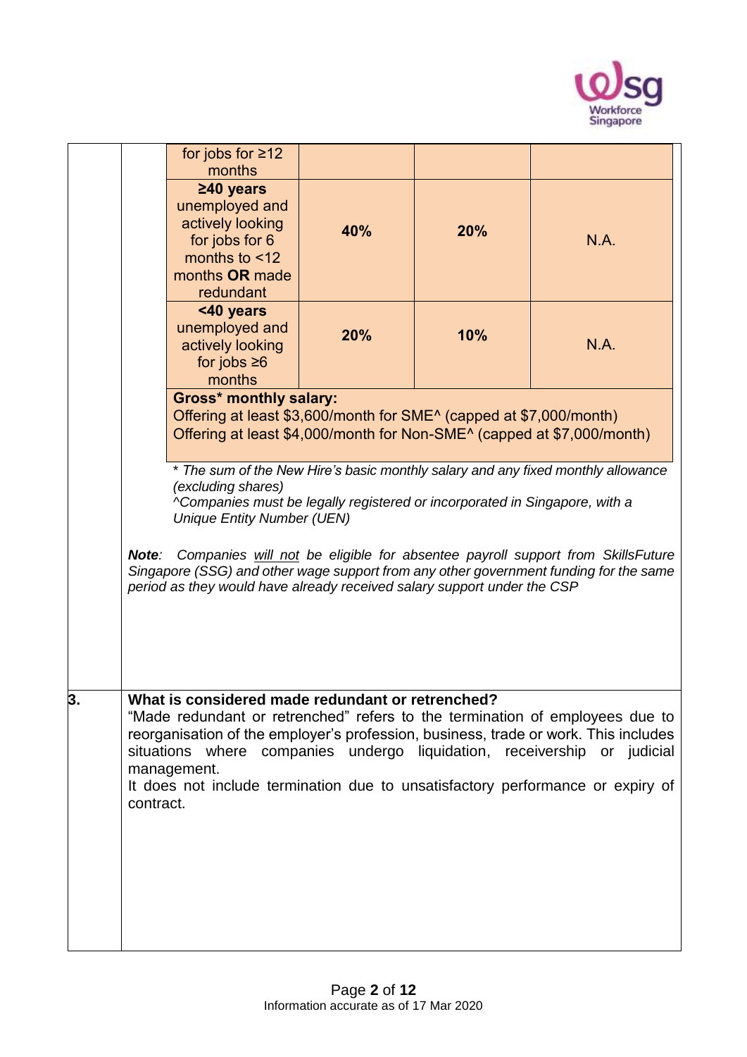| | | | |
|---|---|---|---|
| for jobs for ≥12 months | | | |
| **≥40 years** unemployed and actively looking for jobs for 6 months to <12 months **OR** made redundant | **40%** | **20%** | N.A. |
| **<40 years** unemployed and actively looking for jobs ≥6 months | **20%** | **10%** | N.A. |

**Gross* monthly salary:**
Offering at least $3,600/month for SME^ (capped at $7,000/month)
Offering at least $4,000/month for Non-SME^ (capped at $7,000/month)

*\* The sum of the New Hire's basic monthly salary and any fixed monthly allowance (excluding shares)*
*^Companies must be legally registered or incorporated in Singapore, with a Unique Entity Number (UEN)*

***Note**: Companies will not be eligible for absentee payroll support from SkillsFuture Singapore (SSG) and other wage support from any other government funding for the same period as they would have already received salary support under the CSP*

**3. What is considered made redundant or retrenched?**

"Made redundant or retrenched" refers to the termination of employees due to reorganisation of the employer's profession, business, trade or work. This includes situations where companies undergo liquidation, receivership or judicial management.

It does not include termination due to unsatisfactory performance or expiry of contract.

Information accurate as of 17 Mar 2020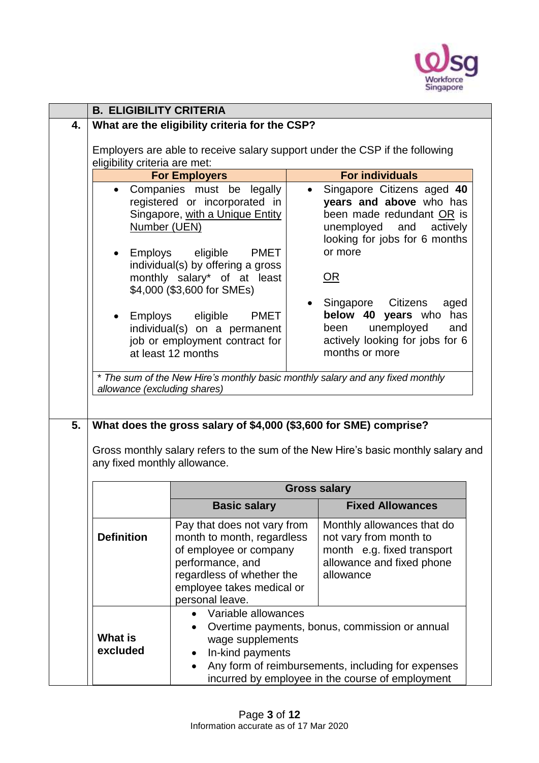## B. ELIGIBILITY CRITERIA

**4. What are the eligibility criteria for the CSP?**

Employers are able to receive salary support under the CSP if the following eligibility criteria are met:

| For Employers | For individuals |
|---|---|
| • Companies must be legally registered or incorporated in Singapore, with a Unique Entity Number (UEN)<br><br>• Employs eligible PMET individual(s) by offering a gross monthly salary* of at least $4,000 ($3,600 for SMEs)<br><br>• Employs eligible PMET individual(s) on a permanent job or employment contract for at least 12 months | • Singapore Citizens aged **40 years and above** who has been made redundant OR is unemployed and actively looking for jobs for 6 months or more<br><br>OR<br><br>• Singapore Citizens aged **below 40 years** who has been unemployed and actively looking for jobs for 6 months or more |

*\* The sum of the New Hire's monthly basic monthly salary and any fixed monthly allowance (excluding shares)*

**5. What does the gross salary of $4,000 ($3,600 for SME) comprise?**

Gross monthly salary refers to the sum of the New Hire's basic monthly salary and any fixed monthly allowance.

| | Gross salary | |
|---|---|---|
| | **Basic salary** | **Fixed Allowances** |
| **Definition** | Pay that does not vary from month to month, regardless of employee or company performance, and regardless of whether the employee takes medical or personal leave. | Monthly allowances that do not vary from month to month e.g. fixed transport allowance and fixed phone allowance |
| **What is excluded** | • Variable allowances<br>• Overtime payments, bonus, commission or annual wage supplements<br>• In-kind payments<br>• Any form of reimbursements, including for expenses incurred by employee in the course of employment | |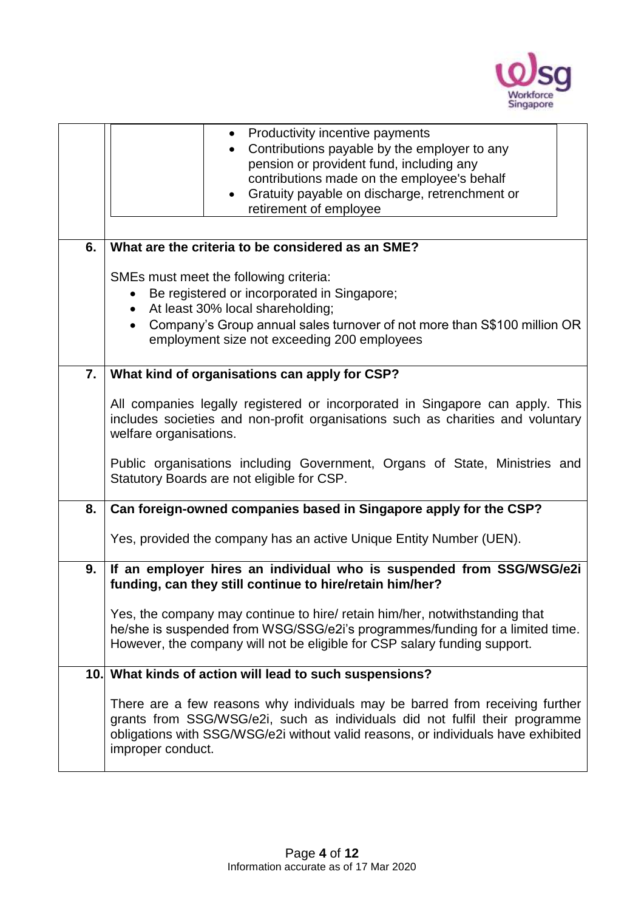| | |
|---|---|
| | • Productivity incentive payments<br>• Contributions payable by the employer to any pension or provident fund, including any contributions made on the employee's behalf<br>• Gratuity payable on discharge, retrenchment or retirement of employee |

| | |
|---|---|
| **6.** | **What are the criteria to be considered as an SME?**<br><br>SMEs must meet the following criteria:<br>• Be registered or incorporated in Singapore;<br>• At least 30% local shareholding;<br>• Company's Group annual sales turnover of not more than S$100 million OR employment size not exceeding 200 employees |
| **7.** | **What kind of organisations can apply for CSP?**<br><br>All companies legally registered or incorporated in Singapore can apply. This includes societies and non-profit organisations such as charities and voluntary welfare organisations.<br><br>Public organisations including Government, Organs of State, Ministries and Statutory Boards are not eligible for CSP. |
| **8.** | **Can foreign-owned companies based in Singapore apply for the CSP?**<br><br>Yes, provided the company has an active Unique Entity Number (UEN). |
| **9.** | **If an employer hires an individual who is suspended from SSG/WSG/e2i funding, can they still continue to hire/retain him/her?**<br><br>Yes, the company may continue to hire/ retain him/her, notwithstanding that he/she is suspended from WSG/SSG/e2i's programmes/funding for a limited time. However, the company will not be eligible for CSP salary funding support. |
| **10.** | **What kinds of action will lead to such suspensions?**<br><br>There are a few reasons why individuals may be barred from receiving further grants from SSG/WSG/e2i, such as individuals did not fulfil their programme obligations with SSG/WSG/e2i without valid reasons, or individuals have exhibited improper conduct. |

Information accurate as of 17 Mar 2020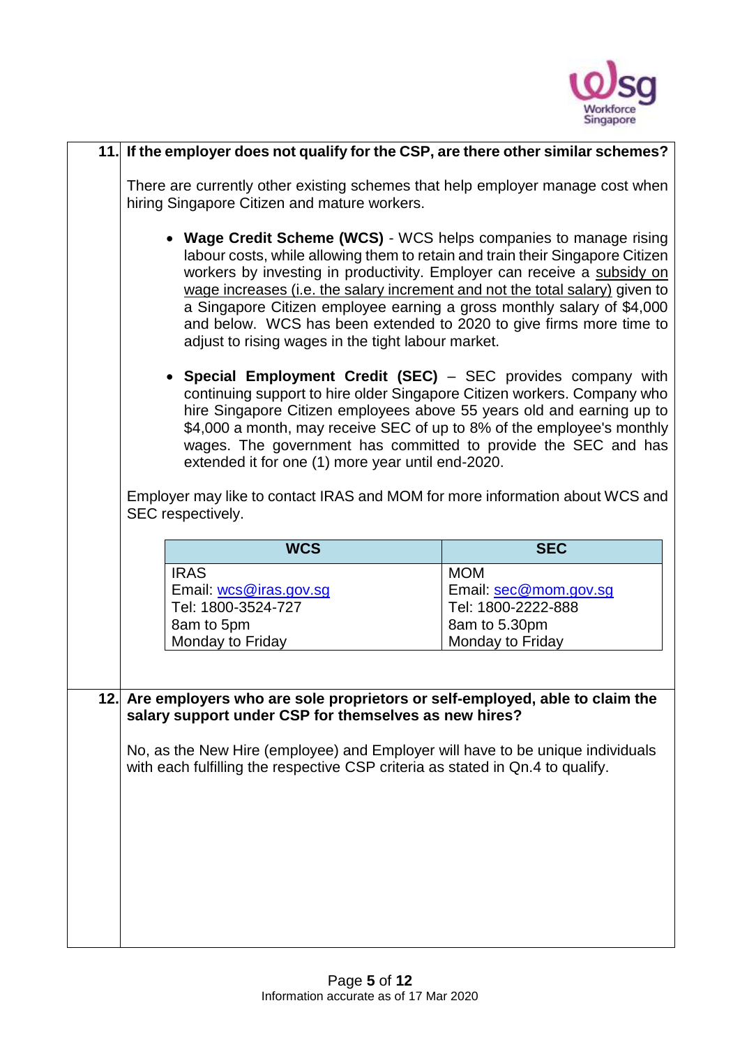**11. If the employer does not qualify for the CSP, are there other similar schemes?**

There are currently other existing schemes that help employer manage cost when hiring Singapore Citizen and mature workers.

- **Wage Credit Scheme (WCS)** - WCS helps companies to manage rising labour costs, while allowing them to retain and train their Singapore Citizen workers by investing in productivity. Employer can receive a subsidy on wage increases (i.e. the salary increment and not the total salary) given to a Singapore Citizen employee earning a gross monthly salary of $4,000 and below. WCS has been extended to 2020 to give firms more time to adjust to rising wages in the tight labour market.

- **Special Employment Credit (SEC)** – SEC provides company with continuing support to hire older Singapore Citizen workers. Company who hire Singapore Citizen employees above 55 years old and earning up to $4,000 a month, may receive SEC of up to 8% of the employee's monthly wages. The government has committed to provide the SEC and has extended it for one (1) more year until end-2020.

Employer may like to contact IRAS and MOM for more information about WCS and SEC respectively.

| WCS | SEC |
|---|---|
| IRAS<br>Email: wcs@iras.gov.sg<br>Tel: 1800-3524-727<br>8am to 5pm<br>Monday to Friday | MOM<br>Email: sec@mom.gov.sg<br>Tel: 1800-2222-888<br>8am to 5.30pm<br>Monday to Friday |

**12. Are employers who are sole proprietors or self-employed, able to claim the salary support under CSP for themselves as new hires?**

No, as the New Hire (employee) and Employer will have to be unique individuals with each fulfilling the respective CSP criteria as stated in Qn.4 to qualify.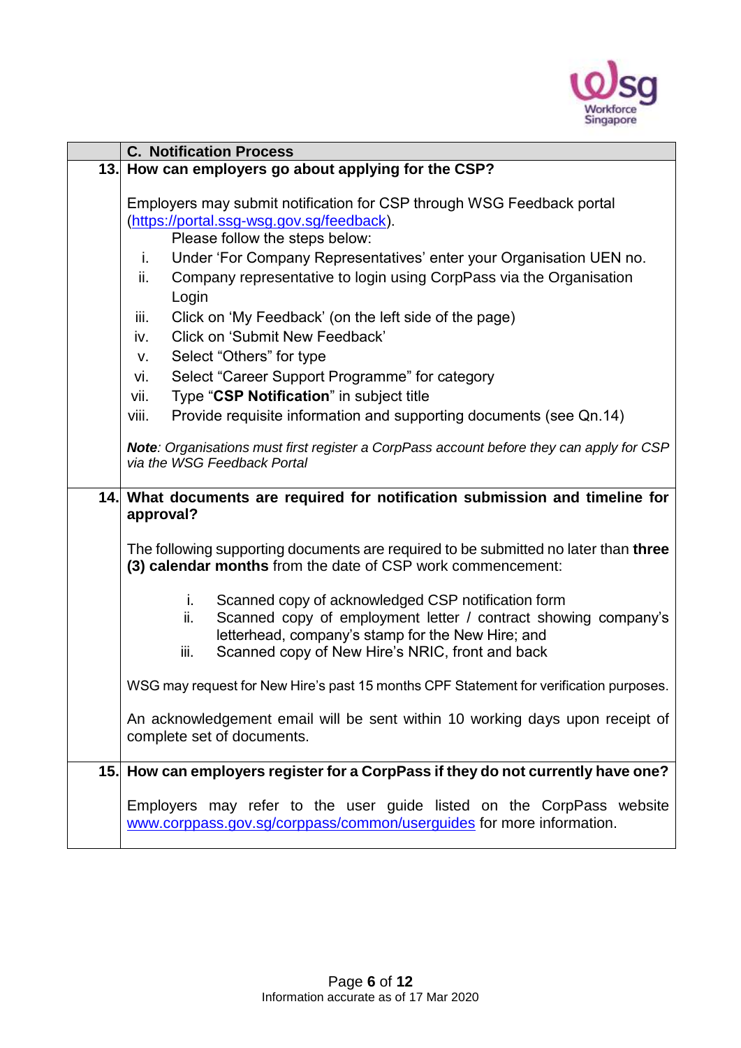| | C. Notification Process |
|---|---|
| 13. | **How can employers go about applying for the CSP?**<br><br>Employers may submit notification for CSP through WSG Feedback portal (https://portal.ssg-wsg.gov.sg/feedback).<br>Please follow the steps below:<br>i. Under 'For Company Representatives' enter your Organisation UEN no.<br>ii. Company representative to login using CorpPass via the Organisation Login<br>iii. Click on 'My Feedback' (on the left side of the page)<br>iv. Click on 'Submit New Feedback'<br>v. Select "Others" for type<br>vi. Select "Career Support Programme" for category<br>vii. Type "**CSP Notification**" in subject title<br>viii. Provide requisite information and supporting documents (see Qn.14)<br><br>***Note**: Organisations must first register a CorpPass account before they can apply for CSP via the WSG Feedback Portal* |
| 14. | **What documents are required for notification submission and timeline for approval?**<br><br>The following supporting documents are required to be submitted no later than **three (3) calendar months** from the date of CSP work commencement:<br><br>i. Scanned copy of acknowledged CSP notification form<br>ii. Scanned copy of employment letter / contract showing company's letterhead, company's stamp for the New Hire; and<br>iii. Scanned copy of New Hire's NRIC, front and back<br><br>WSG may request for New Hire's past 15 months CPF Statement for verification purposes.<br><br>An acknowledgement email will be sent within 10 working days upon receipt of complete set of documents. |
| 15. | **How can employers register for a CorpPass if they do not currently have one?**<br><br>Employers may refer to the user guide listed on the CorpPass website www.corppass.gov.sg/corppass/common/userguides for more information. |

Information accurate as of 17 Mar 2020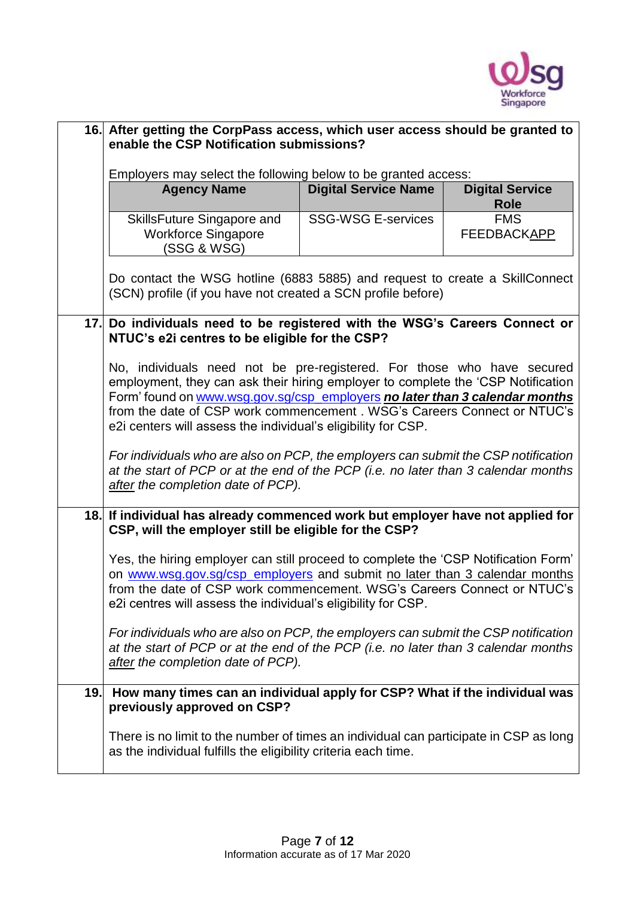**16. After getting the CorpPass access, which user access should be granted to enable the CSP Notification submissions?**

Employers may select the following below to be granted access:

| Agency Name | Digital Service Name | Digital Service Role |
|---|---|---|
| SkillsFuture Singapore and Workforce Singapore (SSG & WSG) | SSG-WSG E-services | FMS FEEDBACKAPP |

Do contact the WSG hotline (6883 5885) and request to create a SkillConnect (SCN) profile (if you have not created a SCN profile before)

**17. Do individuals need to be registered with the WSG's Careers Connect or NTUC's e2i centres to be eligible for the CSP?**

No, individuals need not be pre-registered. For those who have secured employment, they can ask their hiring employer to complete the 'CSP Notification Form' found on [www.wsg.gov.sg/csp_employers](http://www.wsg.gov.sg/csp_employers) ***no later than 3 calendar months*** from the date of CSP work commencement . WSG's Careers Connect or NTUC's e2i centers will assess the individual's eligibility for CSP.

*For individuals who are also on PCP, the employers can submit the CSP notification at the start of PCP or at the end of the PCP (i.e. no later than 3 calendar months after the completion date of PCP).*

**18. If individual has already commenced work but employer have not applied for CSP, will the employer still be eligible for the CSP?**

Yes, the hiring employer can still proceed to complete the 'CSP Notification Form' on [www.wsg.gov.sg/csp_employers](http://www.wsg.gov.sg/csp_employers) and submit no later than 3 calendar months from the date of CSP work commencement. WSG's Careers Connect or NTUC's e2i centres will assess the individual's eligibility for CSP.

*For individuals who are also on PCP, the employers can submit the CSP notification at the start of PCP or at the end of the PCP (i.e. no later than 3 calendar months after the completion date of PCP).*

**19. How many times can an individual apply for CSP? What if the individual was previously approved on CSP?**

There is no limit to the number of times an individual can participate in CSP as long as the individual fulfills the eligibility criteria each time.

Information accurate as of 17 Mar 2020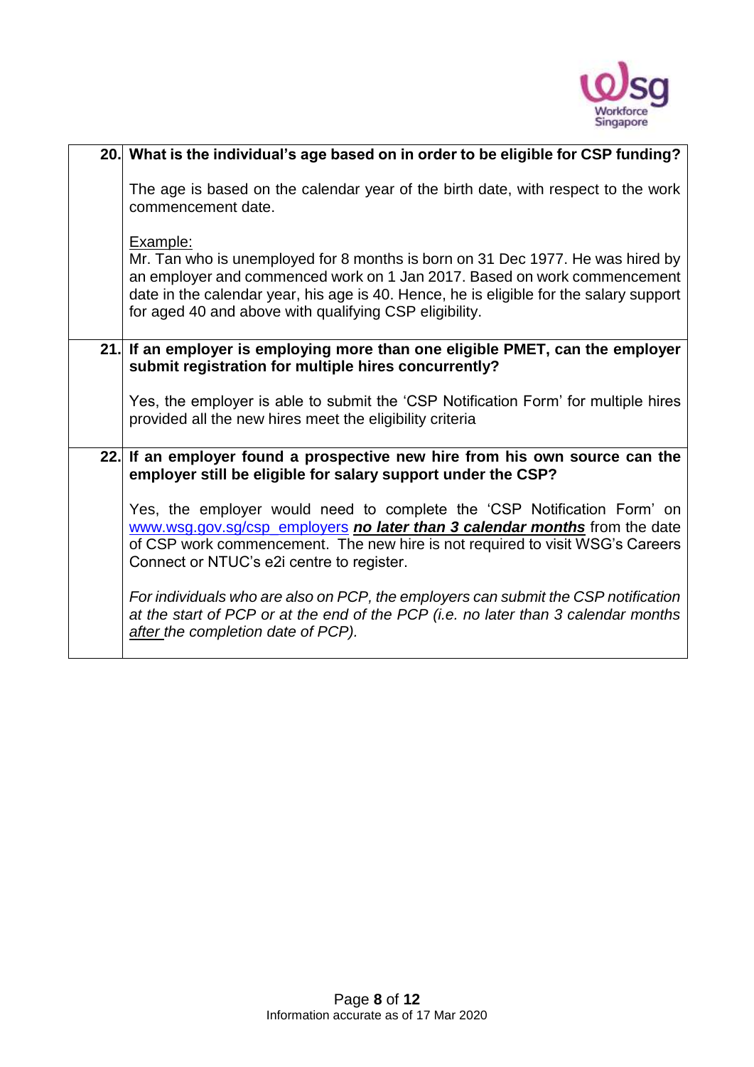| | |
|---|---|
| **20.** | **What is the individual's age based on in order to be eligible for CSP funding?**<br><br>The age is based on the calendar year of the birth date, with respect to the work commencement date.<br><br>Example:<br>Mr. Tan who is unemployed for 8 months is born on 31 Dec 1977. He was hired by an employer and commenced work on 1 Jan 2017. Based on work commencement date in the calendar year, his age is 40. Hence, he is eligible for the salary support for aged 40 and above with qualifying CSP eligibility. |
| **21.** | **If an employer is employing more than one eligible PMET, can the employer submit registration for multiple hires concurrently?**<br><br>Yes, the employer is able to submit the 'CSP Notification Form' for multiple hires provided all the new hires meet the eligibility criteria |
| **22.** | **If an employer found a prospective new hire from his own source can the employer still be eligible for salary support under the CSP?**<br><br>Yes, the employer would need to complete the 'CSP Notification Form' on www.wsg.gov.sg/csp_employers ***no later than 3 calendar months*** from the date of CSP work commencement. The new hire is not required to visit WSG's Careers Connect or NTUC's e2i centre to register.<br><br>*For individuals who are also on PCP, the employers can submit the CSP notification at the start of PCP or at the end of the PCP (i.e. no later than 3 calendar months after the completion date of PCP).* |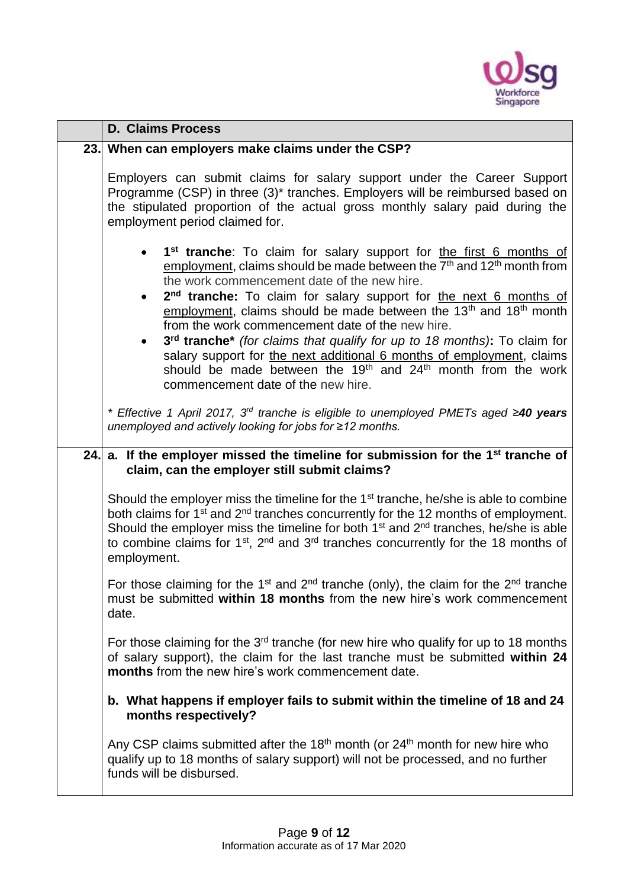| | D. Claims Process |
|---|---|
| 23. | **When can employers make claims under the CSP?**<br><br>Employers can submit claims for salary support under the Career Support Programme (CSP) in three (3)* tranches. Employers will be reimbursed based on the stipulated proportion of the actual gross monthly salary paid during the employment period claimed for.<br><br>• **1st tranche**: To claim for salary support for <u>the first 6 months of employment</u>, claims should be made between the 7th and 12th month from the work commencement date of the new hire.<br>• **2nd tranche:** To claim for salary support for <u>the next 6 months of employment</u>, claims should be made between the 13th and 18th month from the work commencement date of the new hire.<br>• **3rd tranche*** *(for claims that qualify for up to 18 months)***:** To claim for salary support for <u>the next additional 6 months of employment</u>, claims should be made between the 19th and 24th month from the work commencement date of the new hire.<br><br>*\* Effective 1 April 2017, 3rd tranche is eligible to unemployed PMETs aged ≥**40 years** unemployed and actively looking for jobs for ≥12 months.* |
| 24. | **a. If the employer missed the timeline for submission for the 1st tranche of claim, can the employer still submit claims?**<br><br>Should the employer miss the timeline for the 1st tranche, he/she is able to combine both claims for 1st and 2nd tranches concurrently for the 12 months of employment. Should the employer miss the timeline for both 1st and 2nd tranches, he/she is able to combine claims for 1st, 2nd and 3rd tranches concurrently for the 18 months of employment.<br><br>For those claiming for the 1st and 2nd tranche (only), the claim for the 2nd tranche must be submitted **within 18 months** from the new hire's work commencement date.<br><br>For those claiming for the 3rd tranche (for new hire who qualify for up to 18 months of salary support), the claim for the last tranche must be submitted **within 24 months** from the new hire's work commencement date.<br><br>**b. What happens if employer fails to submit within the timeline of 18 and 24 months respectively?**<br><br>Any CSP claims submitted after the 18th month (or 24th month for new hire who qualify up to 18 months of salary support) will not be processed, and no further funds will be disbursed. |

Information accurate as of 17 Mar 2020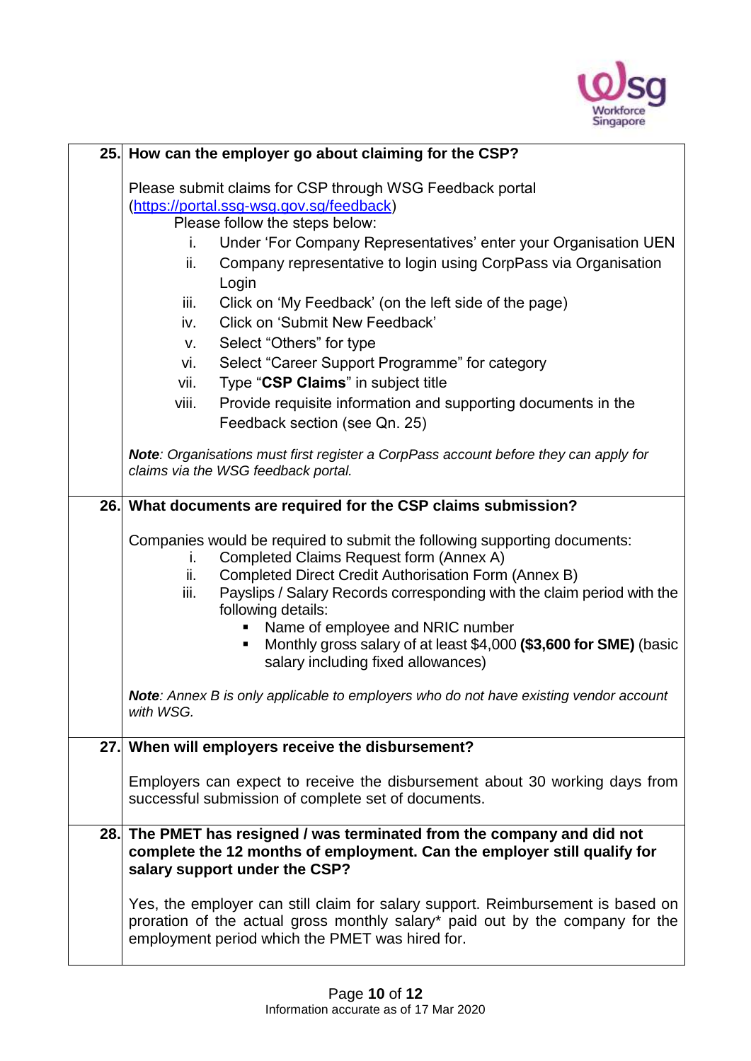| | |
|---|---|
| **25.** | **How can the employer go about claiming for the CSP?**<br><br>Please submit claims for CSP through WSG Feedback portal (https://portal.ssg-wsg.gov.sg/feedback)<br>Please follow the steps below:<br>i. Under 'For Company Representatives' enter your Organisation UEN<br>ii. Company representative to login using CorpPass via Organisation Login<br>iii. Click on 'My Feedback' (on the left side of the page)<br>iv. Click on 'Submit New Feedback'<br>v. Select "Others" for type<br>vi. Select "Career Support Programme" for category<br>vii. Type "**CSP Claims**" in subject title<br>viii. Provide requisite information and supporting documents in the Feedback section (see Qn. 25)<br><br>***Note**: Organisations must first register a CorpPass account before they can apply for claims via the WSG feedback portal.* |
| **26.** | **What documents are required for the CSP claims submission?**<br><br>Companies would be required to submit the following supporting documents:<br>i. Completed Claims Request form (Annex A)<br>ii. Completed Direct Credit Authorisation Form (Annex B)<br>iii. Payslips / Salary Records corresponding with the claim period with the following details:<br>▪ Name of employee and NRIC number<br>▪ Monthly gross salary of at least $4,000 **($3,600 for SME)** (basic salary including fixed allowances)<br><br>***Note**: Annex B is only applicable to employers who do not have existing vendor account with WSG.* |
| **27.** | **When will employers receive the disbursement?**<br><br>Employers can expect to receive the disbursement about 30 working days from successful submission of complete set of documents. |
| **28.** | **The PMET has resigned / was terminated from the company and did not complete the 12 months of employment. Can the employer still qualify for salary support under the CSP?**<br><br>Yes, the employer can still claim for salary support. Reimbursement is based on proration of the actual gross monthly salary* paid out by the company for the employment period which the PMET was hired for. |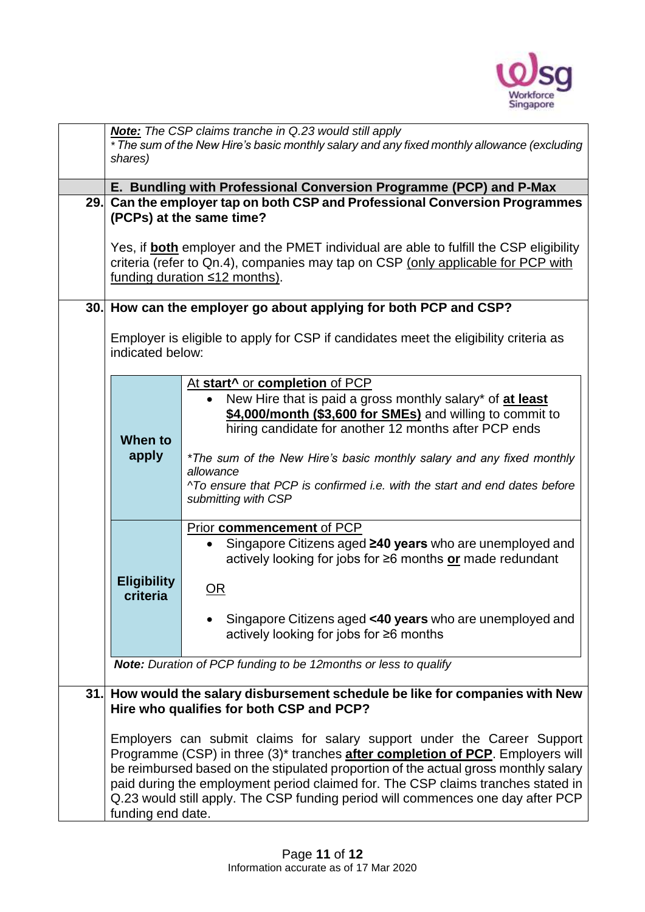***Note:*** *The CSP claims tranche in Q.23 would still apply*
*\* The sum of the New Hire's basic monthly salary and any fixed monthly allowance (excluding shares)*

### E. Bundling with Professional Conversion Programme (PCP) and P-Max

**29. Can the employer tap on both CSP and Professional Conversion Programmes (PCPs) at the same time?**

Yes, if **both** employer and the PMET individual are able to fulfill the CSP eligibility criteria (refer to Qn.4), companies may tap on CSP (only applicable for PCP with funding duration ≤12 months).

**30. How can the employer go about applying for both PCP and CSP?**

Employer is eligible to apply for CSP if candidates meet the eligibility criteria as indicated below:

| | |
|---|---|
| **When to apply** | At **start^** or **completion** of PCP<br>• New Hire that is paid a gross monthly salary* of **at least $4,000/month ($3,600 for SMEs)** and willing to commit to hiring candidate for another 12 months after PCP ends<br><br>*\*The sum of the New Hire's basic monthly salary and any fixed monthly allowance*<br>*^To ensure that PCP is confirmed i.e. with the start and end dates before submitting with CSP* |
| **Eligibility criteria** | Prior **commencement** of PCP<br>• Singapore Citizens aged **≥40 years** who are unemployed and actively looking for jobs for ≥6 months **or** made redundant<br><br>OR<br><br>• Singapore Citizens aged **<40 years** who are unemployed and actively looking for jobs for ≥6 months |

***Note:*** *Duration of PCP funding to be 12months or less to qualify*

**31. How would the salary disbursement schedule be like for companies with New Hire who qualifies for both CSP and PCP?**

Employers can submit claims for salary support under the Career Support Programme (CSP) in three (3)* tranches **after completion of PCP**. Employers will be reimbursed based on the stipulated proportion of the actual gross monthly salary paid during the employment period claimed for. The CSP claims tranches stated in Q.23 would still apply. The CSP funding period will commences one day after PCP funding end date.

Information accurate as of 17 Mar 2020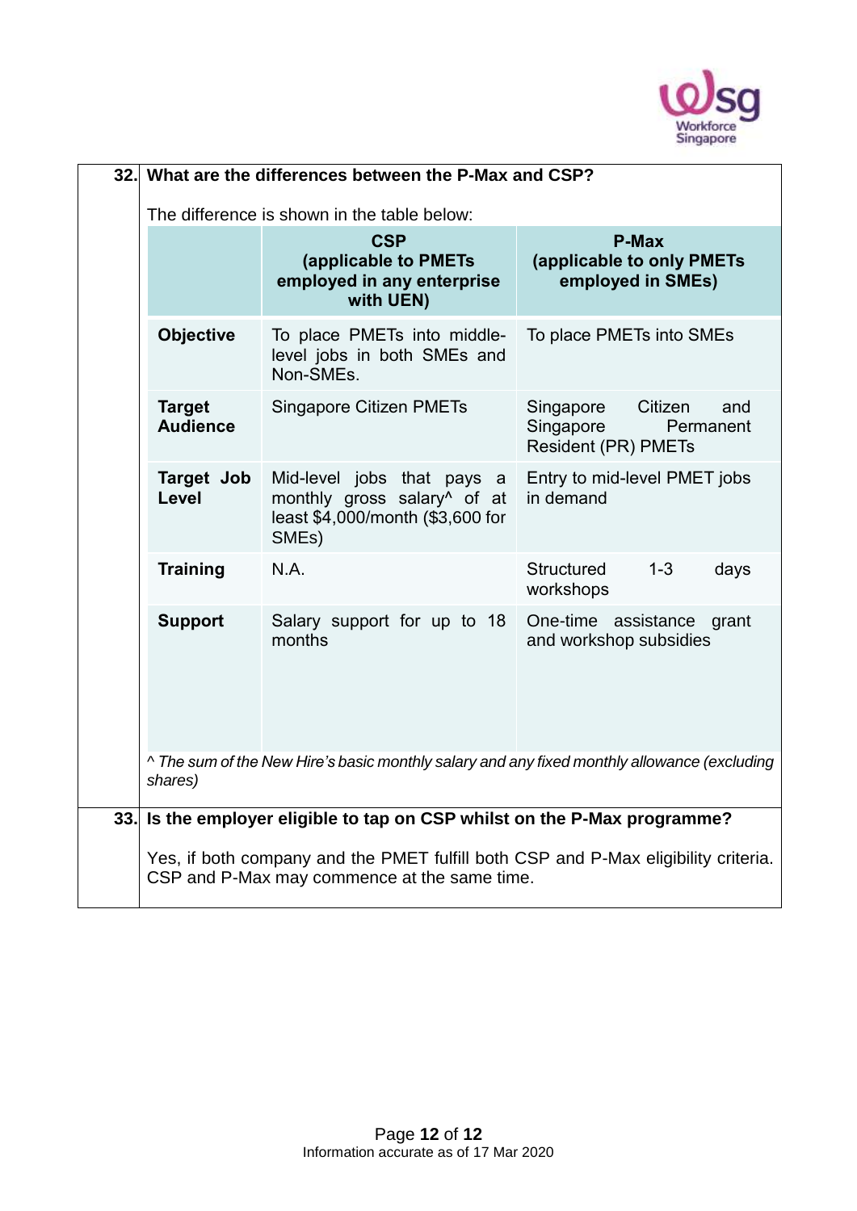**32. What are the differences between the P-Max and CSP?**

The difference is shown in the table below:

| | CSP (applicable to PMETs employed in any enterprise with UEN) | P-Max (applicable to only PMETs employed in SMEs) |
|---|---|---|
| **Objective** | To place PMETs into middle-level jobs in both SMEs and Non-SMEs. | To place PMETs into SMEs |
| **Target Audience** | Singapore Citizen PMETs | Singapore Citizen and Singapore Permanent Resident (PR) PMETs |
| **Target Job Level** | Mid-level jobs that pays a monthly gross salary^ of at least $4,000/month ($3,600 for SMEs) | Entry to mid-level PMET jobs in demand |
| **Training** | N.A. | Structured 1-3 days workshops |
| **Support** | Salary support for up to 18 months | One-time assistance grant and workshop subsidies |

*^ The sum of the New Hire's basic monthly salary and any fixed monthly allowance (excluding shares)*

**33. Is the employer eligible to tap on CSP whilst on the P-Max programme?**

Yes, if both company and the PMET fulfill both CSP and P-Max eligibility criteria. CSP and P-Max may commence at the same time.

Information accurate as of 17 Mar 2020